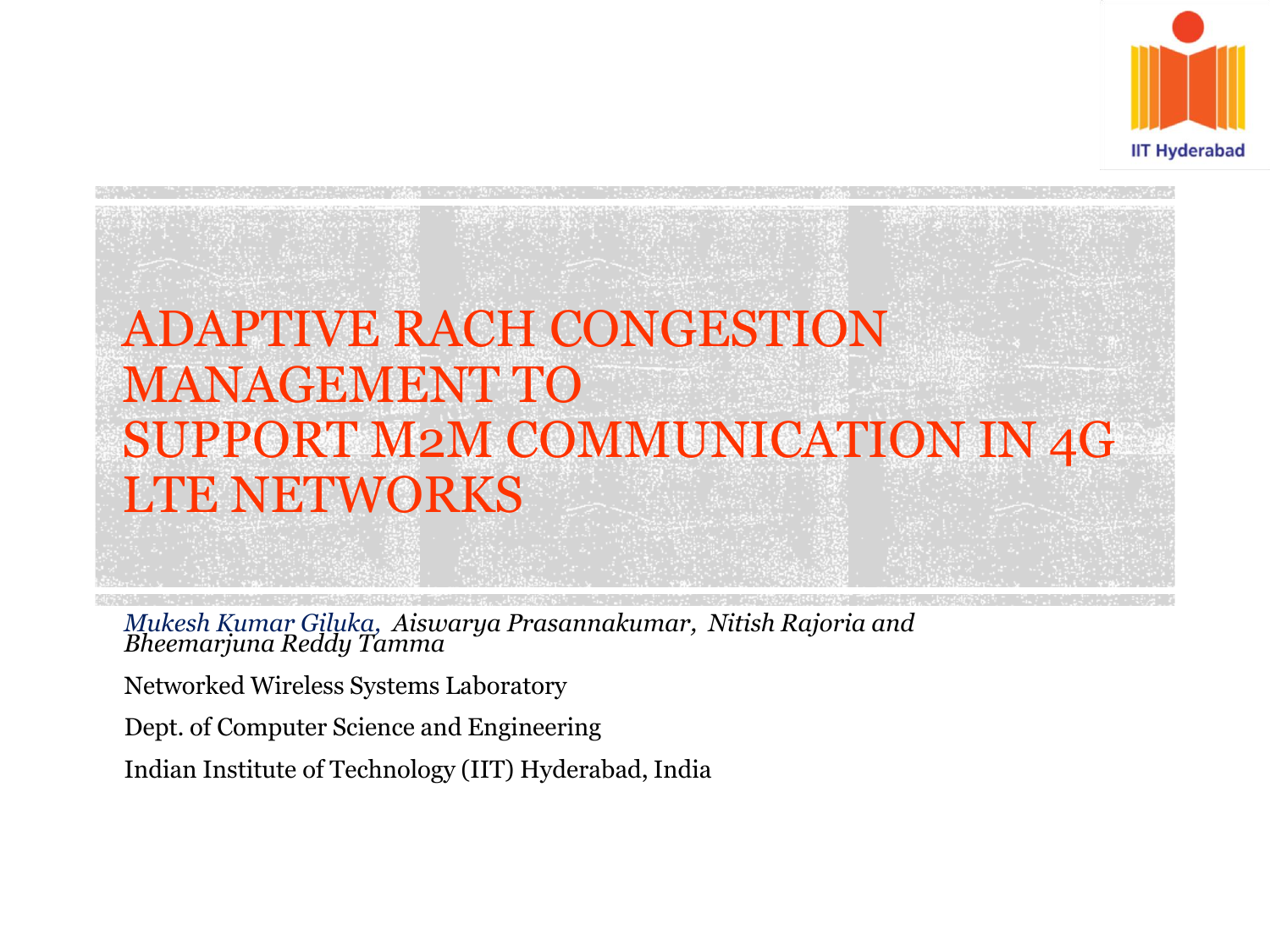# ADAPTIVE RACH CONGESTION MANAGEMENT TO SUPPORT M2M COMMUNICATION IN 4G LTE NETWORKS

*Mukesh Kumar Giluka, Aiswarya Prasannakumar, Nitish Rajoria and Bheemarjuna Reddy Tamma*

Networked Wireless Systems Laboratory

Dept. of Computer Science and Engineering

Indian Institute of Technology (IIT) Hyderabad, India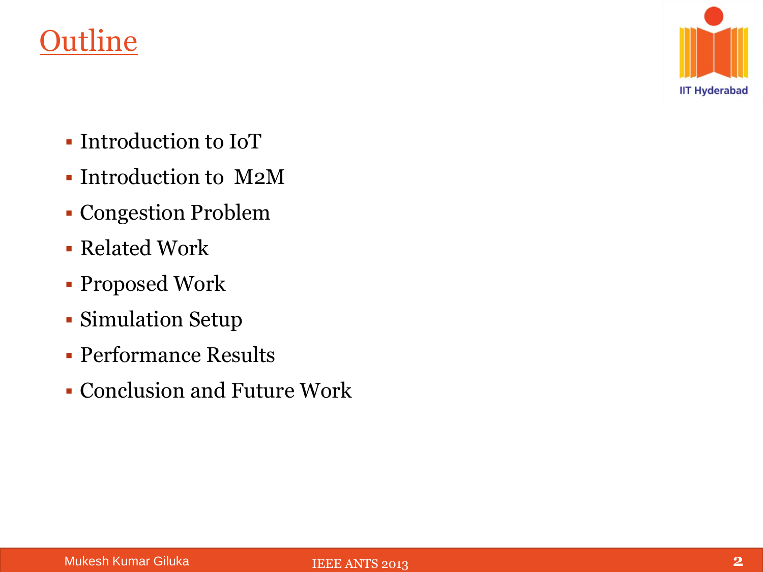# Outline

- Introduction to IoT
- Introduction to M2M
- Congestion Problem
- Related Work
- Proposed Work
- Simulation Setup
- Performance Results
- Conclusion and Future Work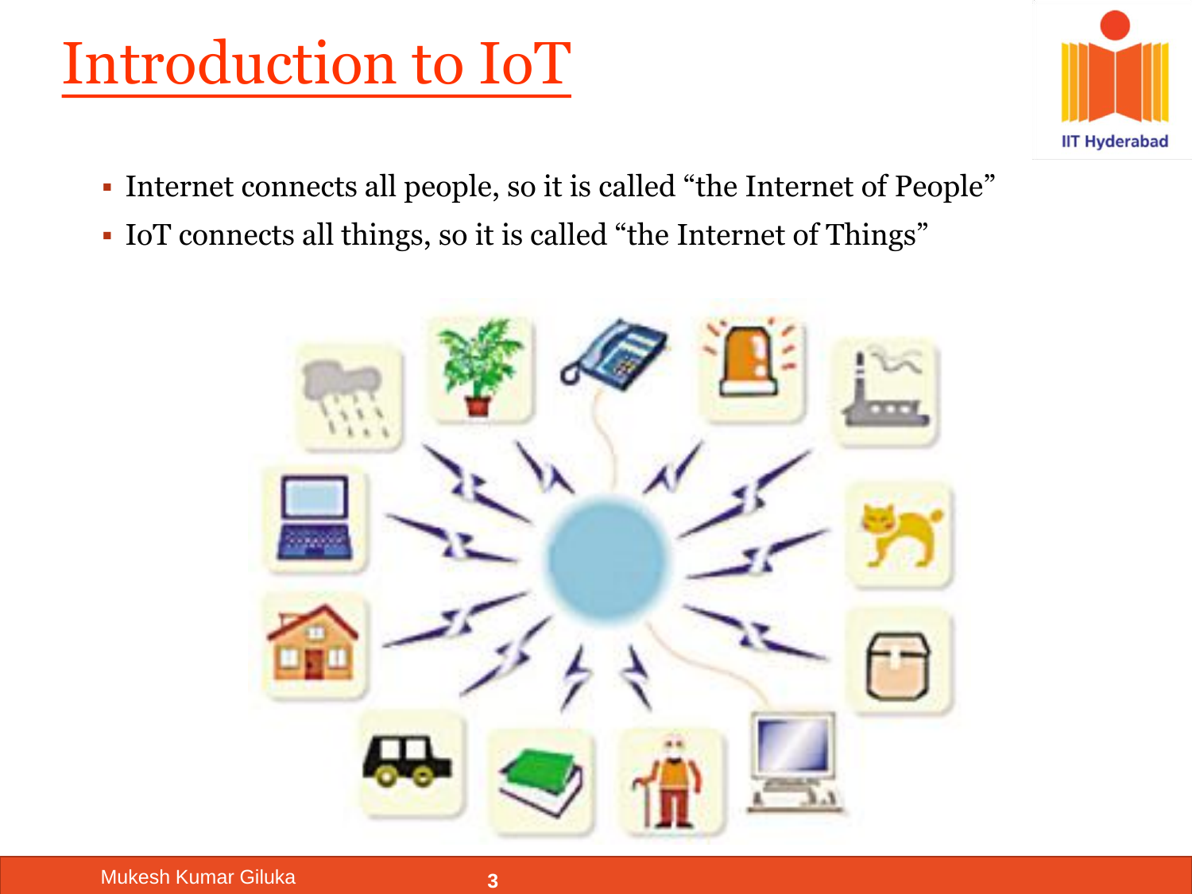# Introduction to IoT

- Internet connects all people, so it is called "the Internet of People"
- IoT connects all things, so it is called "the Internet of Things"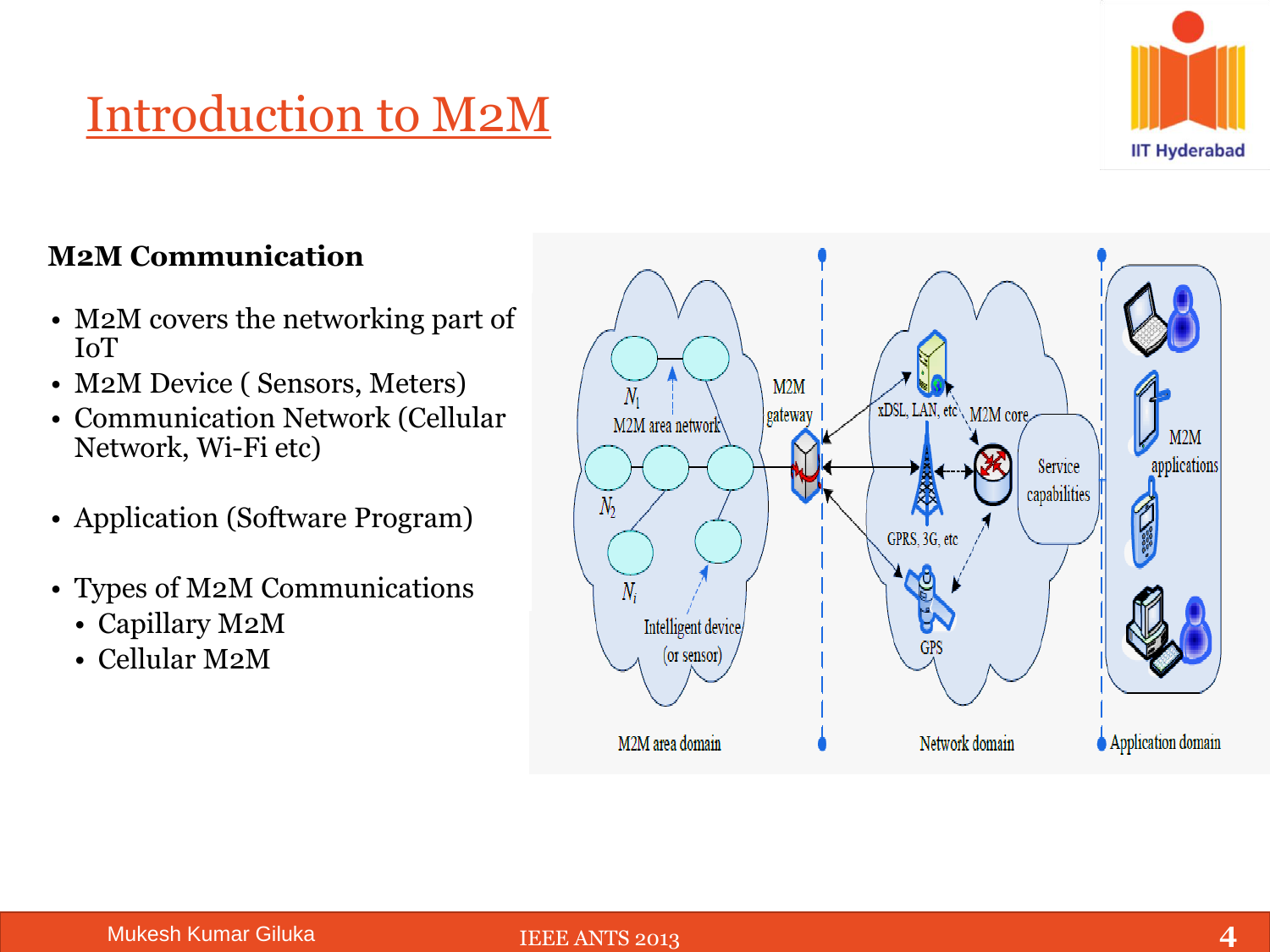# Introduction to M2M

**M2M Communication**

- M2M covers the networking part of IoT
- M2M Device ( Sensors, Meters)
- Communication Network (Cellular Network, Wi-Fi etc)
- Application (Software Program)
- Types of M2M Communications
  - Capillary M2M
  - Cellular M2M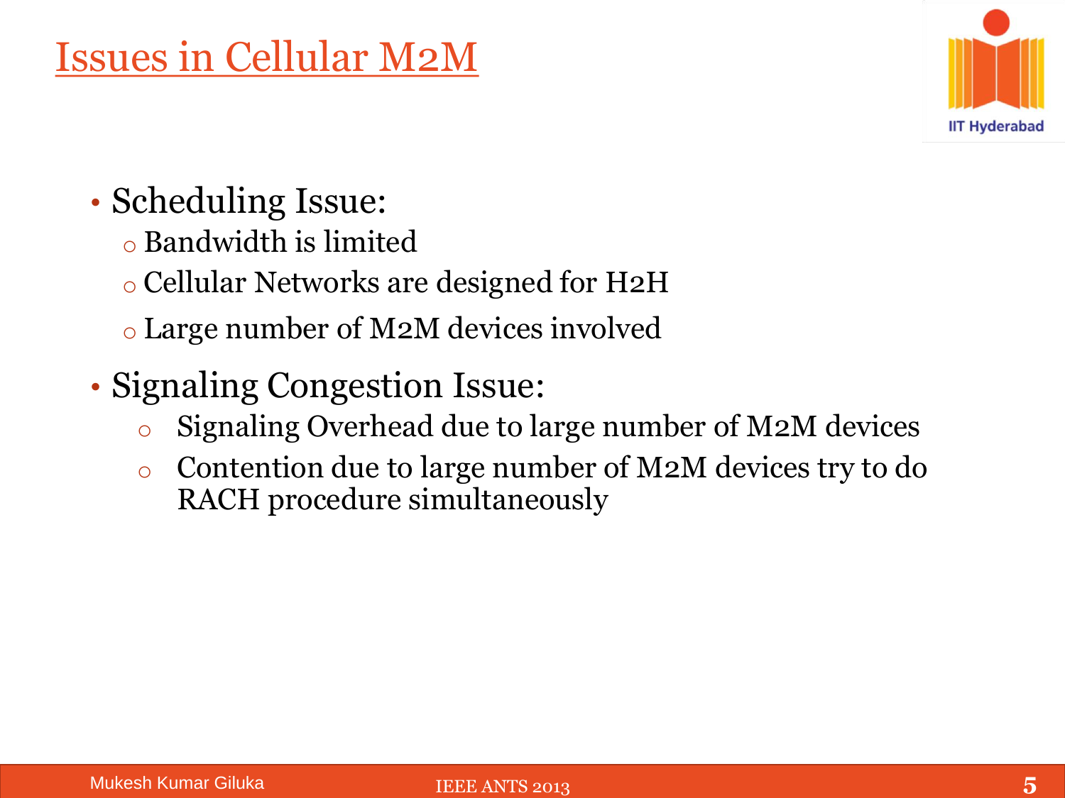# Issues in Cellular M2M

- Scheduling Issue:
  - Bandwidth is limited
  - Cellular Networks are designed for H2H
  - Large number of M2M devices involved
- Signaling Congestion Issue:
  - Signaling Overhead due to large number of M2M devices
  - Contention due to large number of M2M devices try to do RACH procedure simultaneously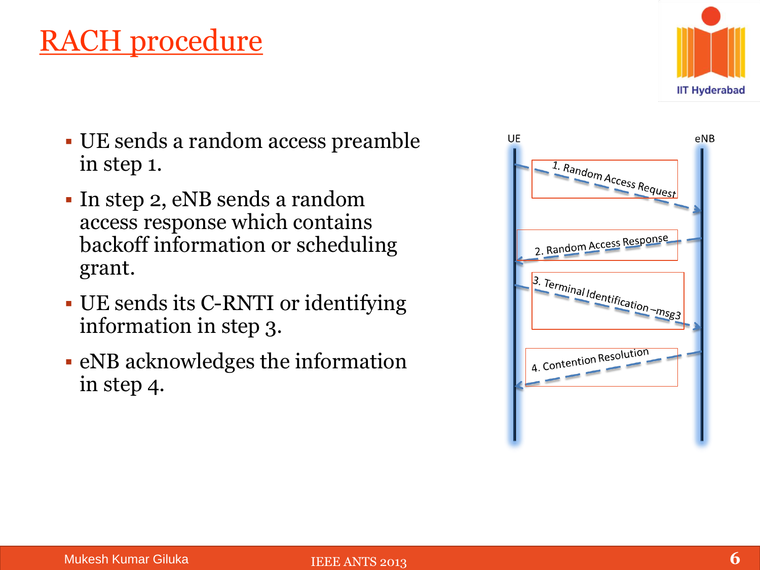# RACH procedure

- UE sends a random access preamble in step 1.
- In step 2, eNB sends a random access response which contains backoff information or scheduling grant.
- UE sends its C-RNTI or identifying information in step 3.
- eNB acknowledges the information in step 4.

UE | eNB

1. Random Access Request
2. Random Access Response
3. Terminal Identification –msg3
4. Contention Resolution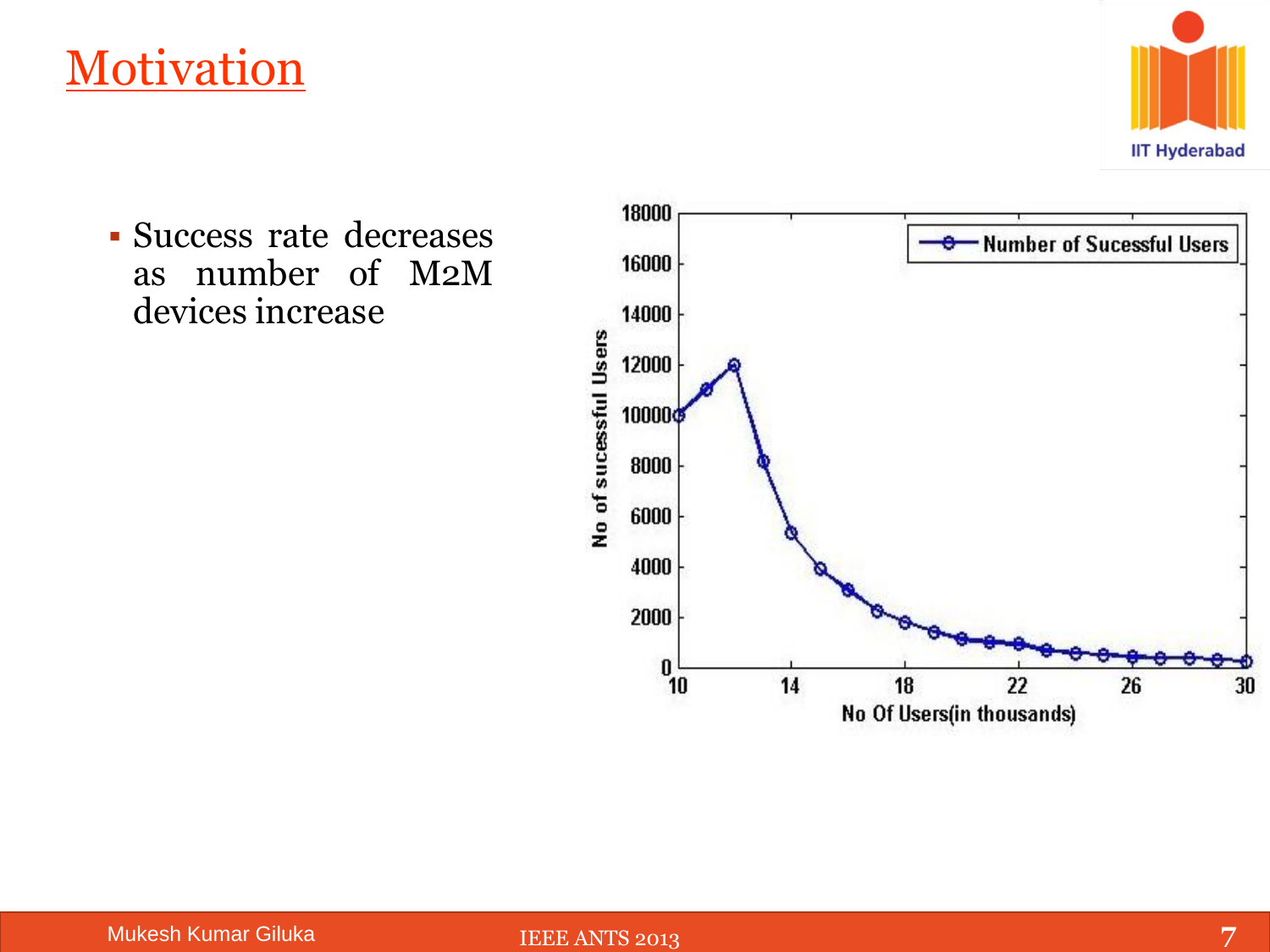# Motivation

- Success rate decreases as number of M2M devices increase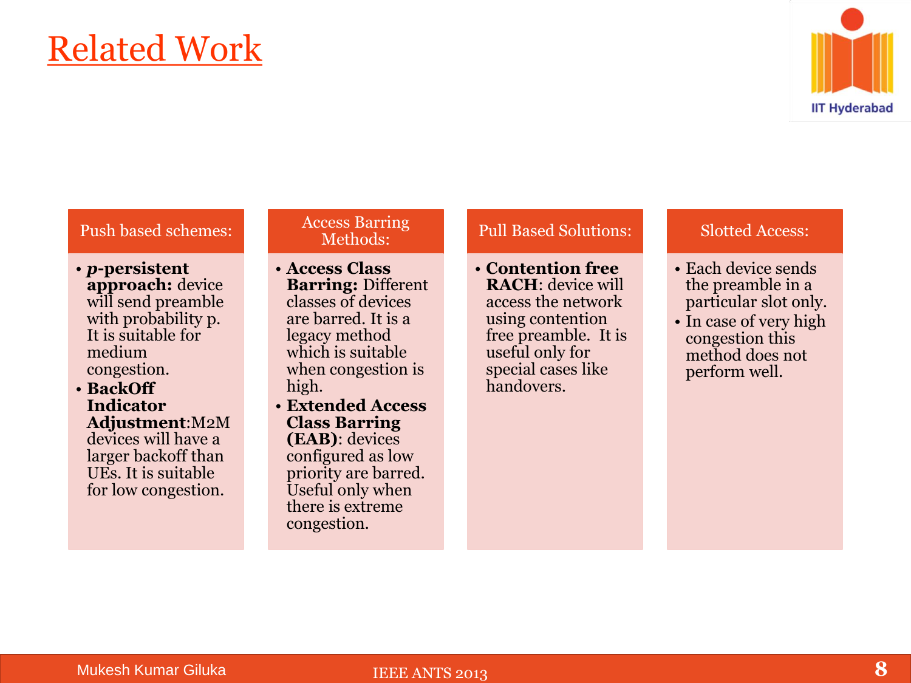# Related Work

**Push based schemes:**

- ***p*-persistent approach:** device will send preamble with probability p. It is suitable for medium congestion.
- **BackOff Indicator Adjustment**:M2M devices will have a larger backoff than UEs. It is suitable for low congestion.

**Access Barring Methods:**

- **Access Class Barring:** Different classes of devices are barred. It is a legacy method which is suitable when congestion is high.
- **Extended Access Class Barring (EAB)**: devices configured as low priority are barred. Useful only when there is extreme congestion.

**Pull Based Solutions:**

- **Contention free RACH**: device will access the network using contention free preamble. It is useful only for special cases like handovers.

**Slotted Access:**

- Each device sends the preamble in a particular slot only.
- In case of very high congestion this method does not perform well.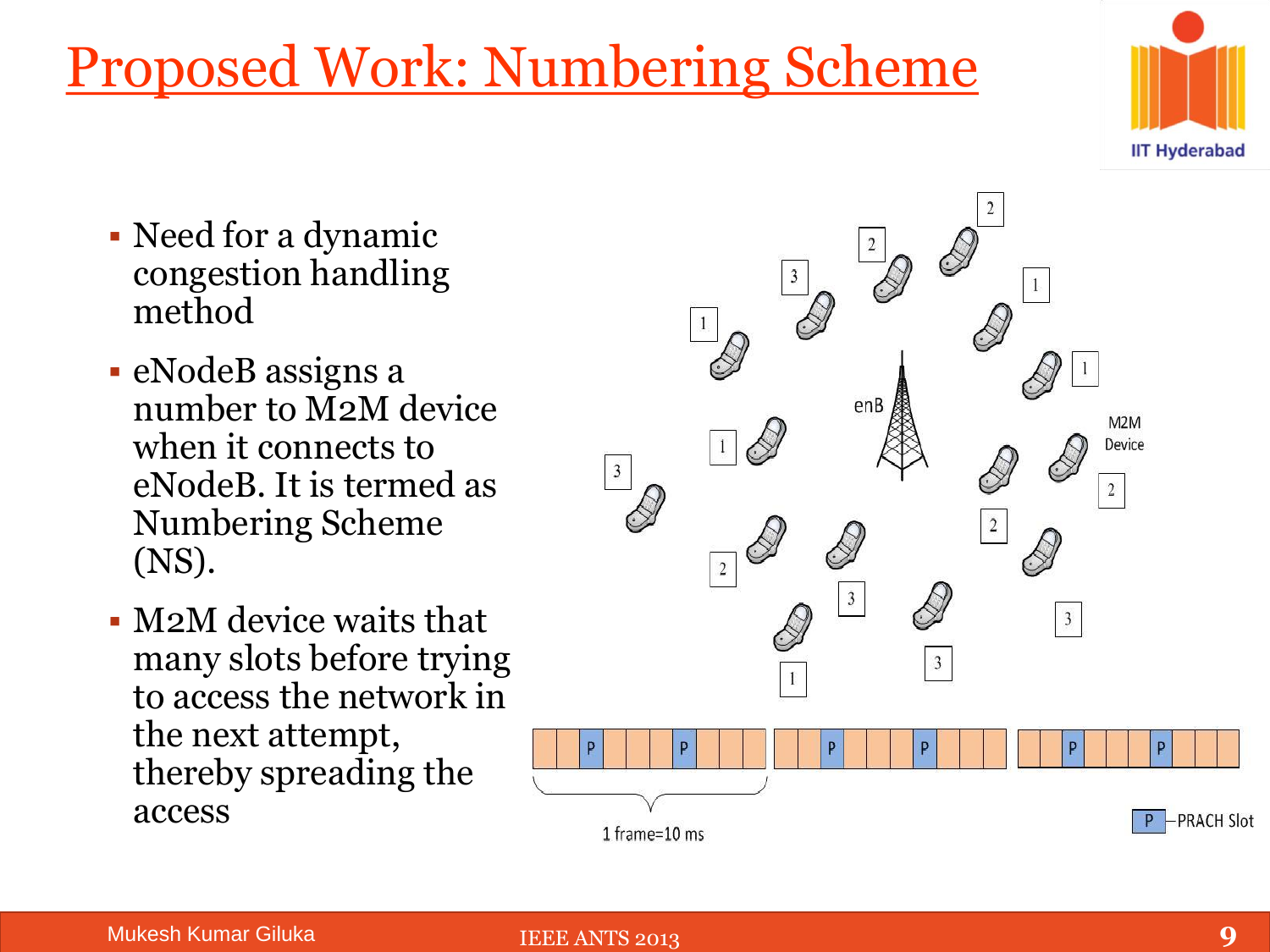# Proposed Work: Numbering Scheme

- Need for a dynamic congestion handling method
- eNodeB assigns a number to M2M device when it connects to eNodeB. It is termed as Numbering Scheme (NS).
- M2M device waits that many slots before trying to access the network in the next attempt, thereby spreading the access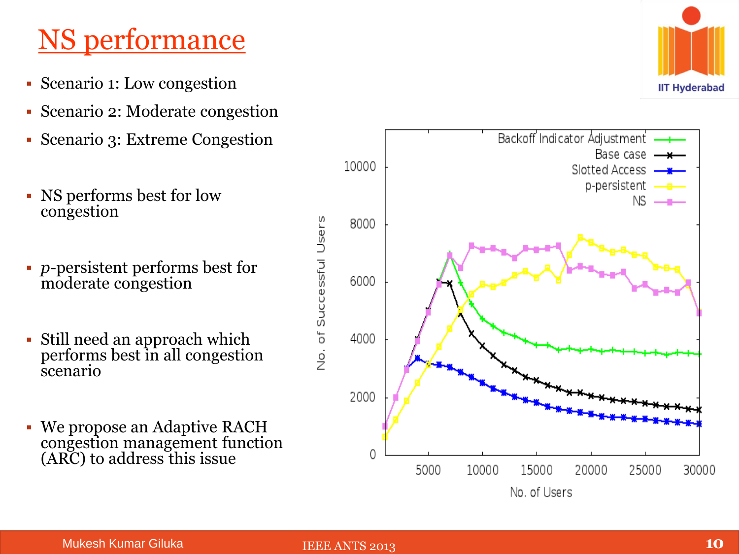# NS performance

- Scenario 1: Low congestion
- Scenario 2: Moderate congestion
- Scenario 3: Extreme Congestion

- NS performs best for low congestion

- *p*-persistent performs best for moderate congestion

- Still need an approach which performs best in all congestion scenario

- We propose an Adaptive RACH congestion management function (ARC) to address this issue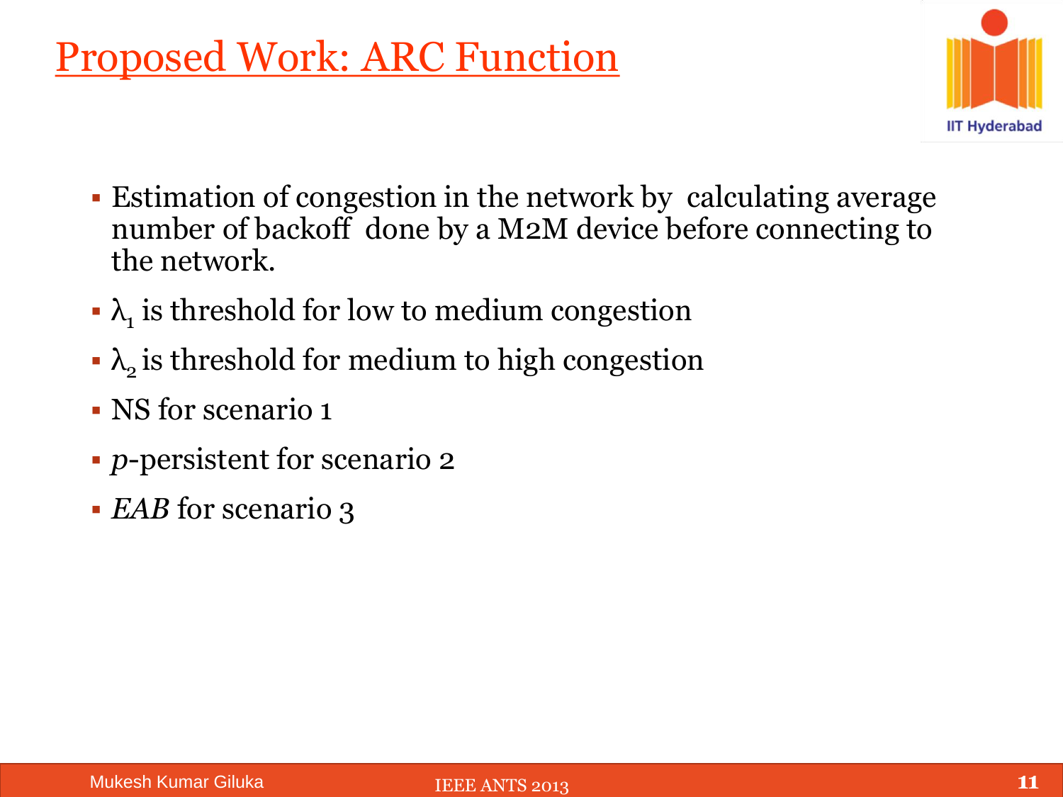# Proposed Work: ARC Function

- Estimation of congestion in the network by calculating average number of backoff done by a M2M device before connecting to the network.
- $\lambda_1$ is threshold for low to medium congestion
- $\lambda_2$ is threshold for medium to high congestion
- NS for scenario 1
- *p*-persistent for scenario 2
- *EAB* for scenario 3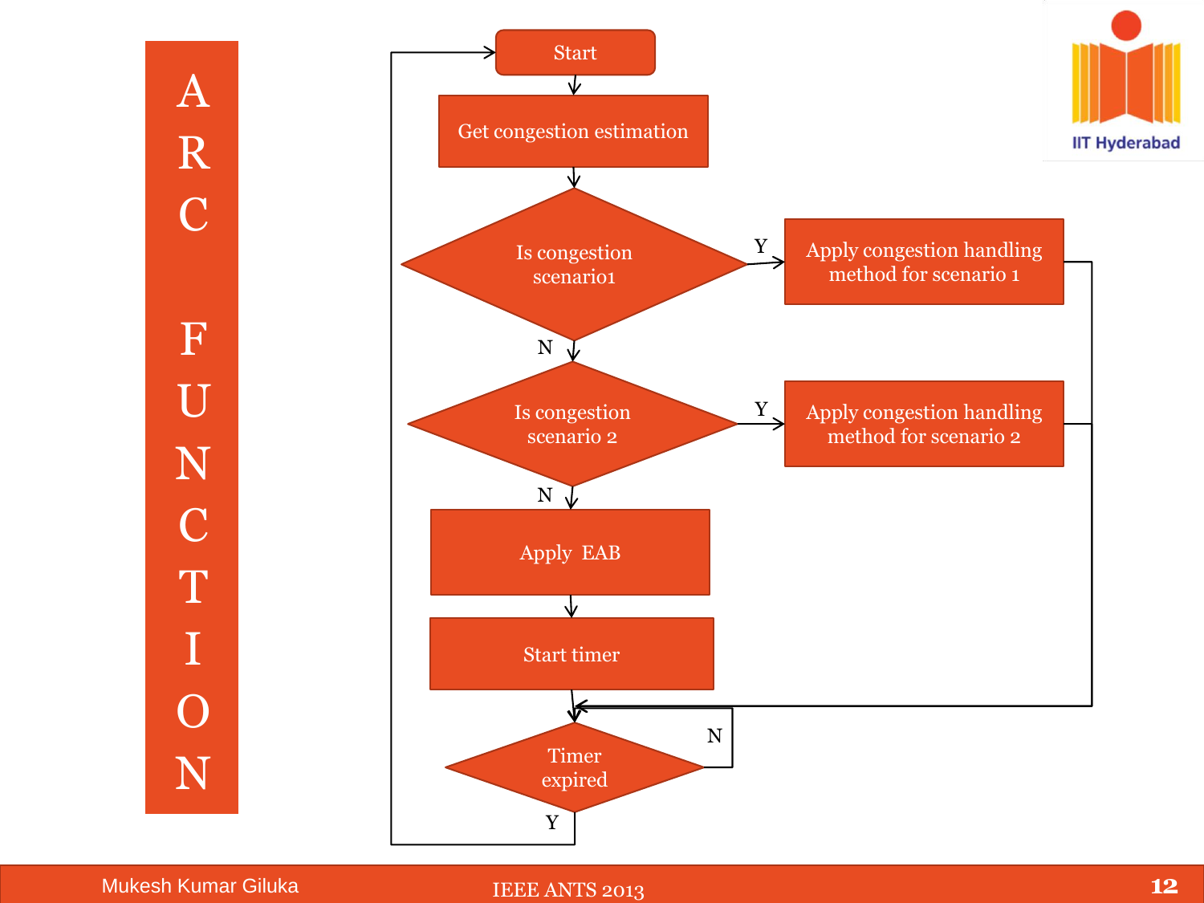# ARC FUNCTION

- Start
- Get congestion estimation
- Is congestion scenario1?
  - Y → Apply congestion handling method for scenario 1
  - N → Is congestion scenario 2?
    - Y → Apply congestion handling method for scenario 2
    - N → Apply EAB → Start timer
- Timer expired?
  - N → Timer expired?
  - Y → Start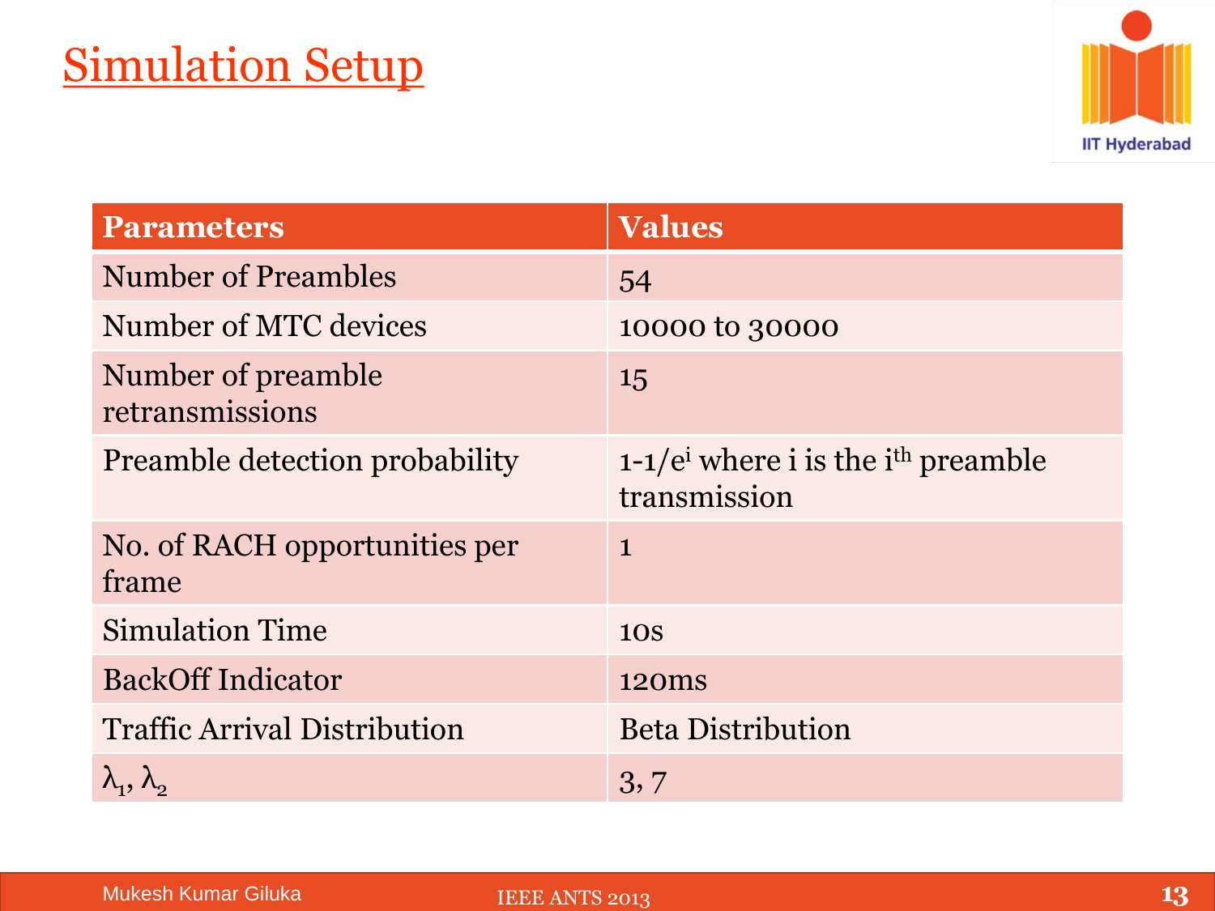# Simulation Setup

| Parameters | Values |
|---|---|
| Number of Preambles | 54 |
| Number of MTC devices | 10000 to 30000 |
| Number of preamble retransmissions | 15 |
| Preamble detection probability | $1-1/e^{i}$ where i is the $i^{th}$ preamble transmission |
| No. of RACH opportunities per frame | 1 |
| Simulation Time | 10s |
| BackOff Indicator | 120ms |
| Traffic Arrival Distribution | Beta Distribution |
| $\lambda_1, \lambda_2$ | 3, 7 |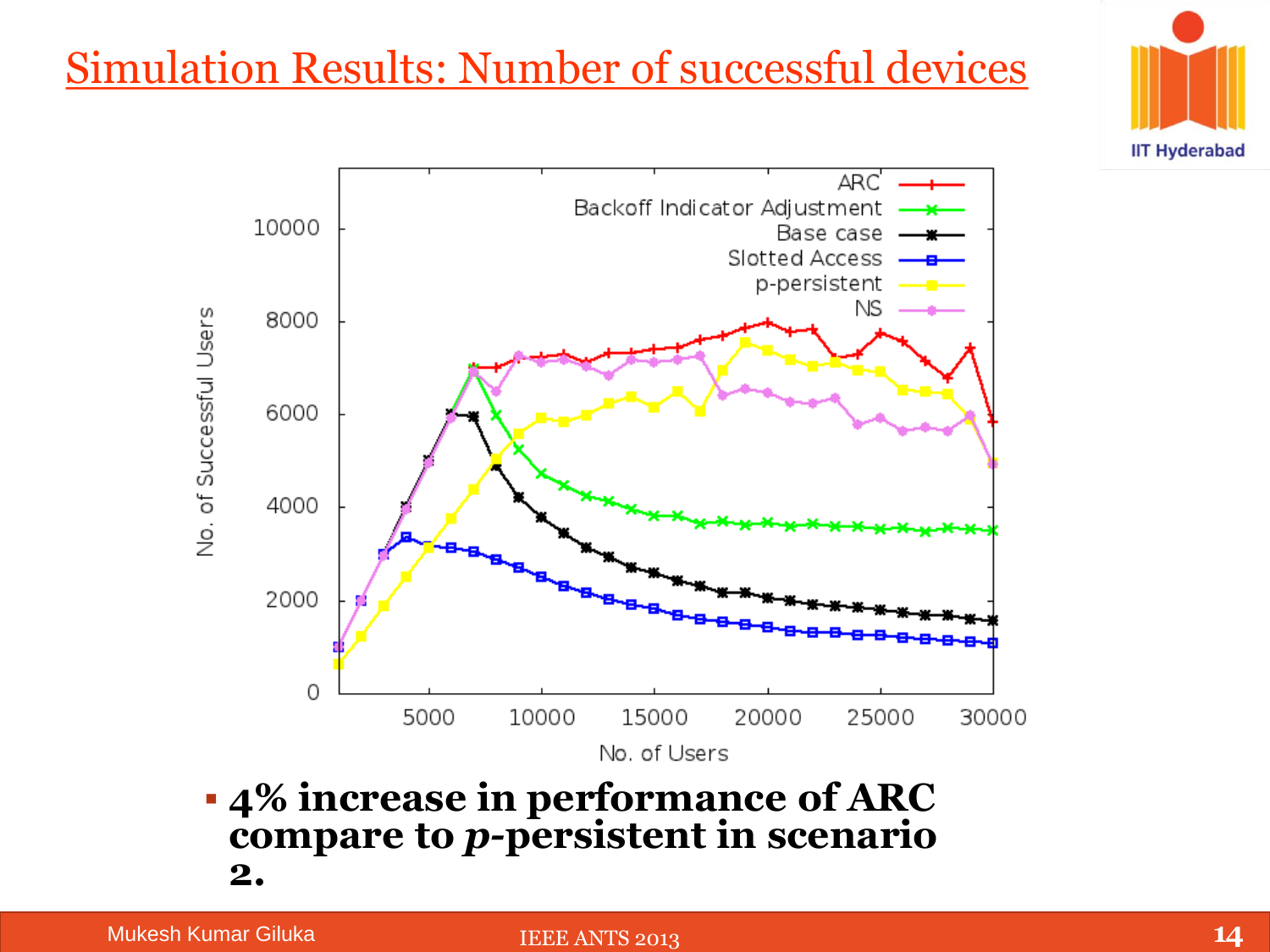# Simulation Results: Number of successful devices

- **4% increase in performance of ARC compare to *p*-persistent in scenario 2.**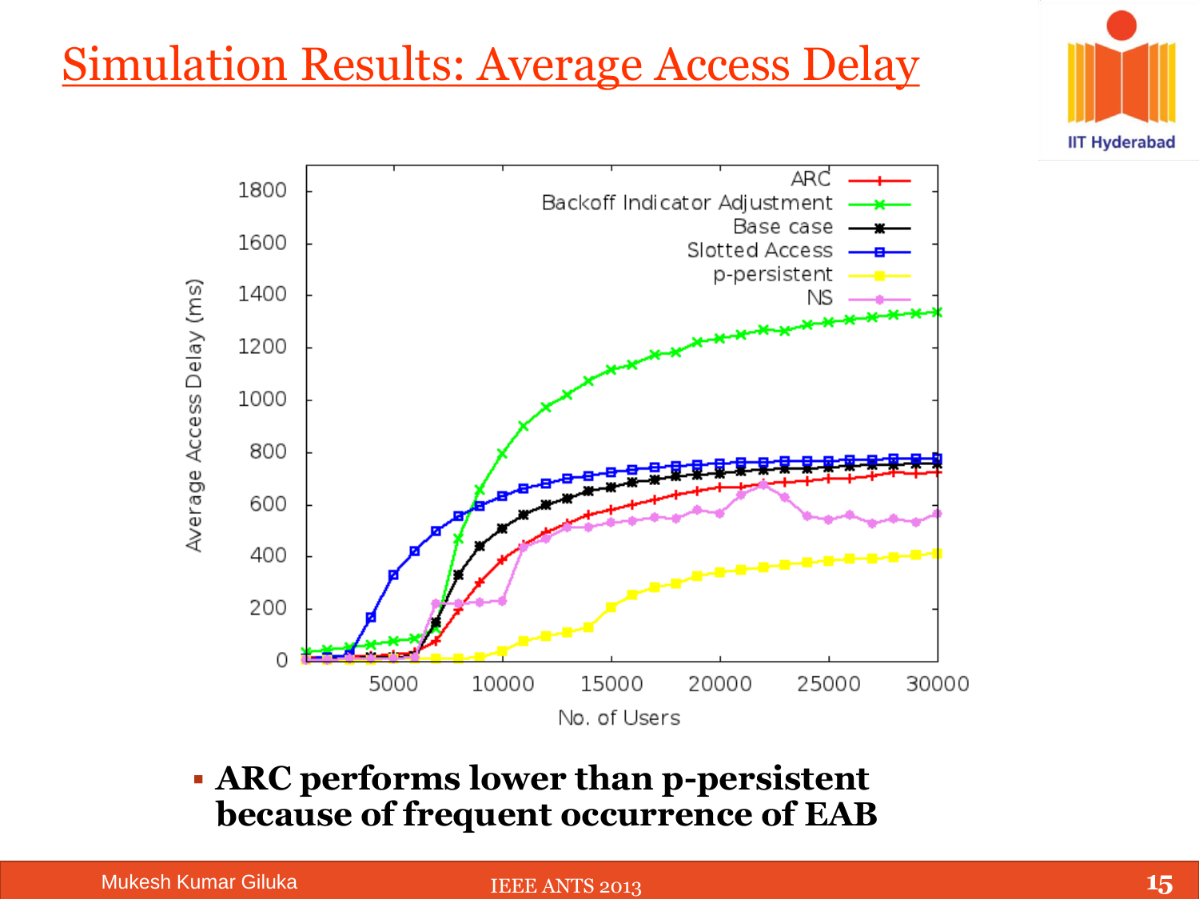# Simulation Results: Average Access Delay

- **ARC performs lower than p-persistent because of frequent occurrence of EAB**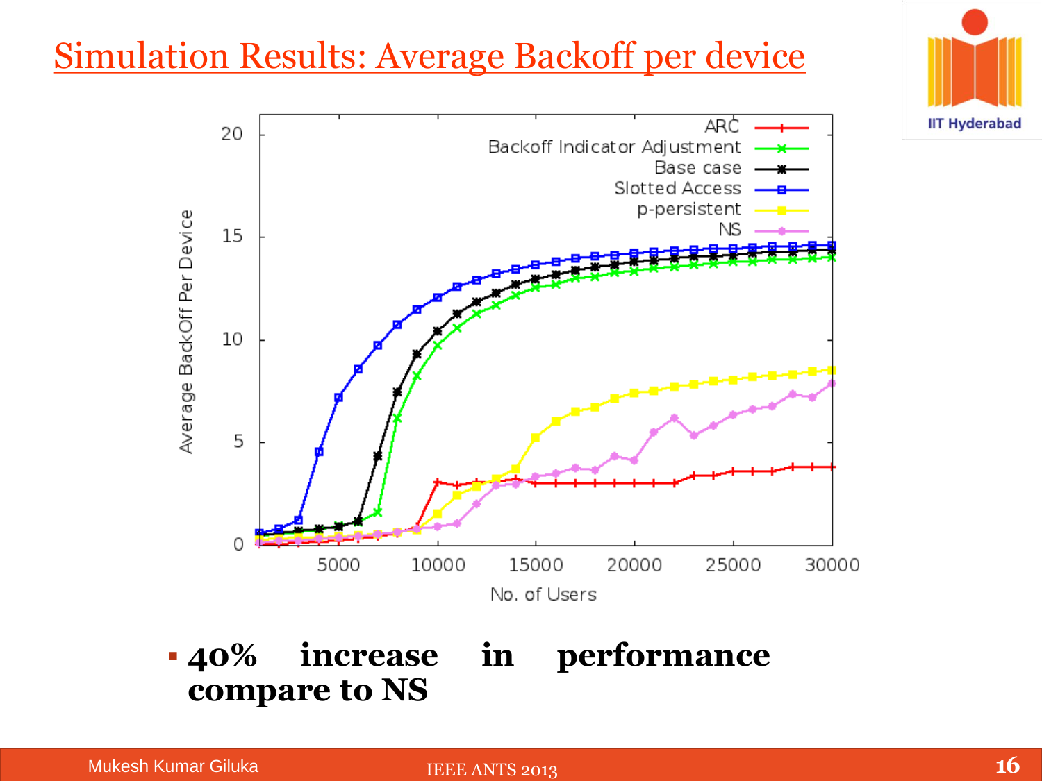# Simulation Results: Average Backoff per device

- **40% increase in performance compare to NS**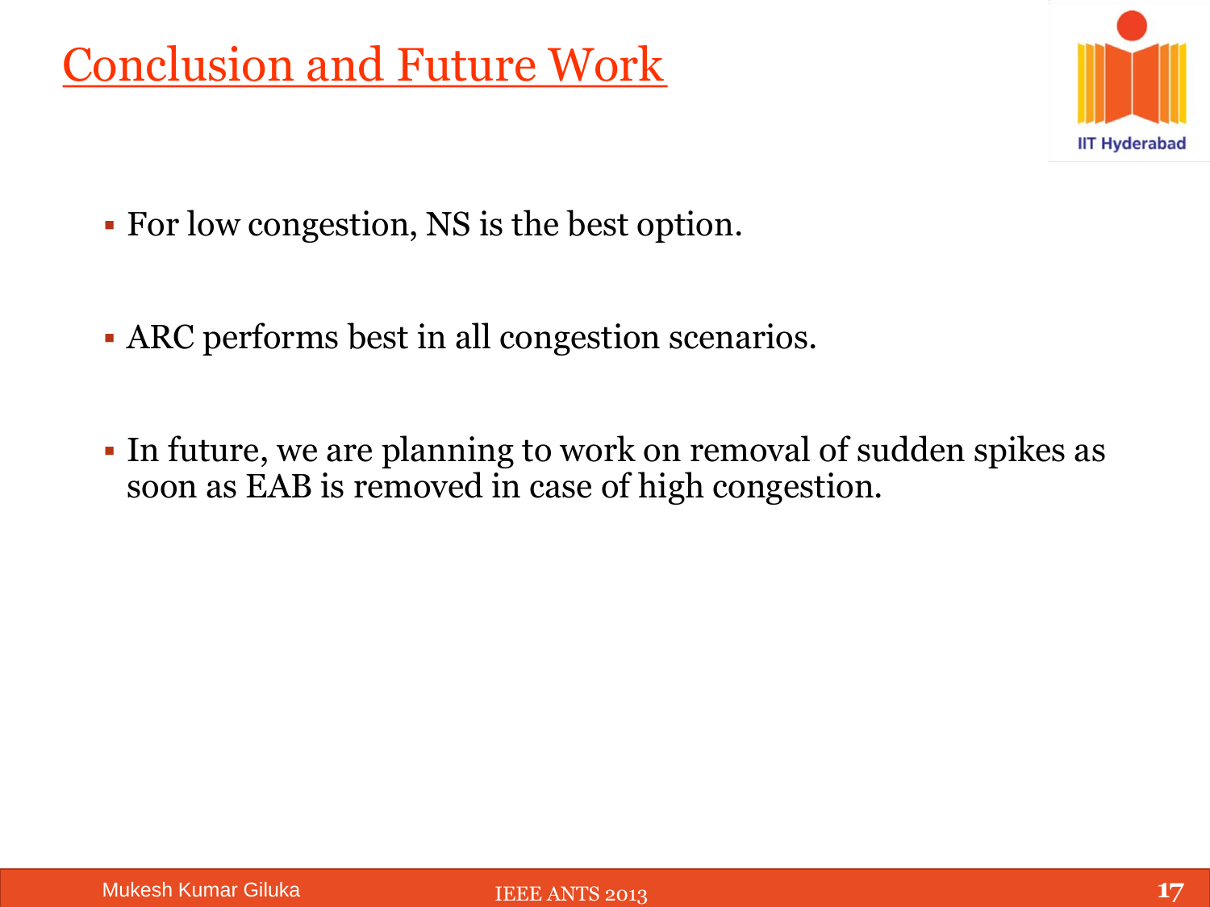# Conclusion and Future Work

- For low congestion, NS is the best option.
- ARC performs best in all congestion scenarios.
- In future, we are planning to work on removal of sudden spikes as soon as EAB is removed in case of high congestion.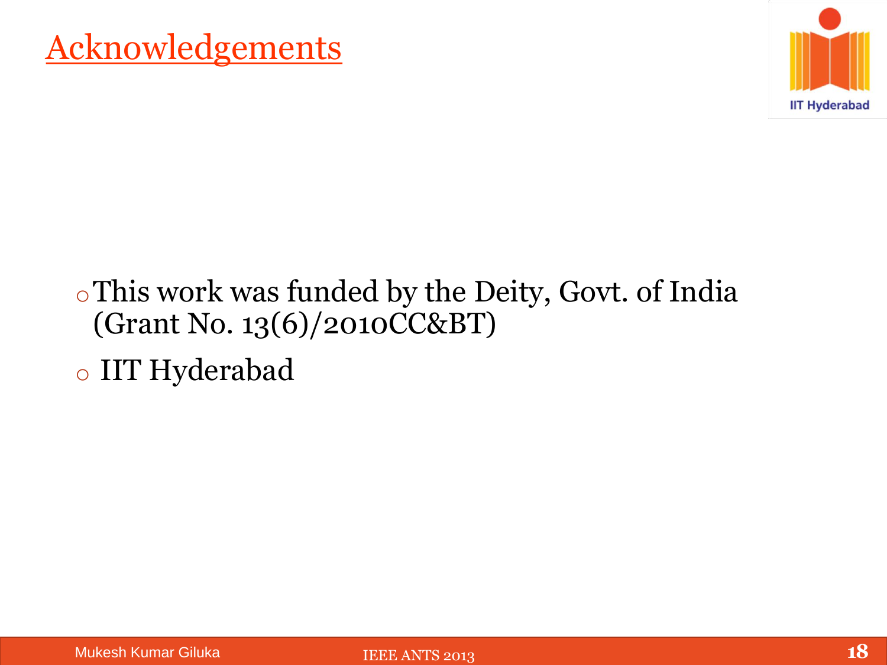# Acknowledgements

- This work was funded by the Deity, Govt. of India (Grant No. 13(6)/2010CC&BT)
- IIT Hyderabad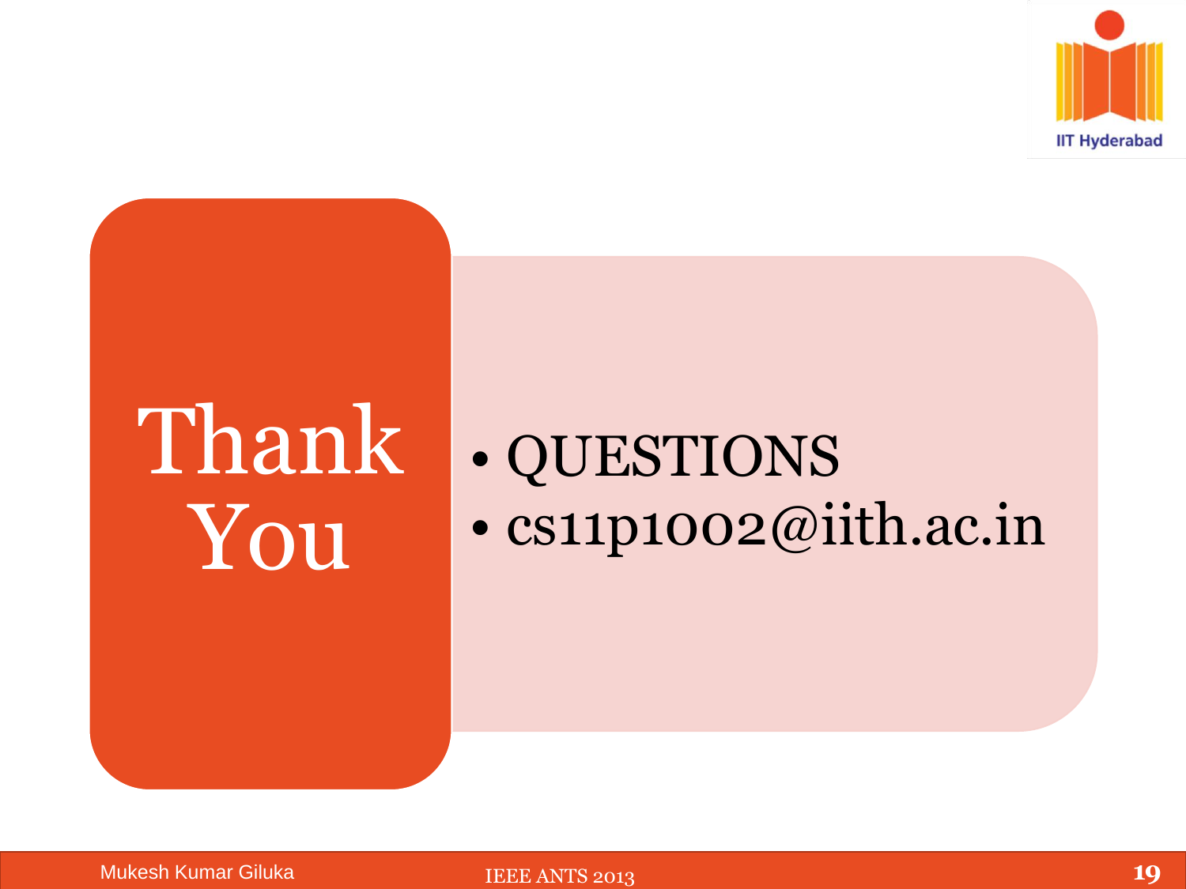# Thank You

- QUESTIONS
- cs11p1002@iith.ac.in